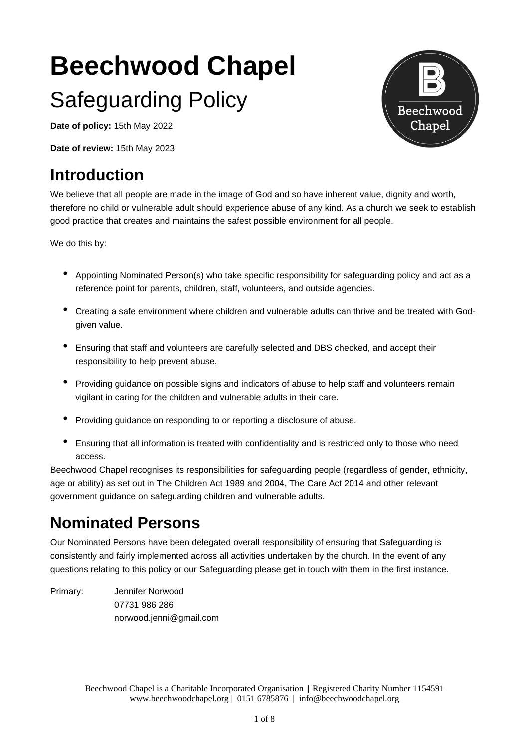# Beechwood Chapel

## Safeguarding Policy

**Date of policy:** 15th May 2022

**Date of review:** 15th May 2023

## Introduction

We believe that all people are made in the image of God and so have inherent value, dignity and worth, therefore no child or vulnerable adult should experience abuse of any kind. As a church we seek to establish good practice that creates and maintains the safest possible environment for all people.

We do this by:

- Appointing Nominated Person(s) who take specific responsibility for safeguarding policy and act as a reference point for parents, children, staff, volunteers, and outside agencies.
- Creating a safe environment where children and vulnerable adults can thrive and be treated with God-given value.
- Ensuring that staff and volunteers are carefully selected and DBS checked, and accept their responsibility to help prevent abuse.
- Providing guidance on possible signs and indicators of abuse to help staff and volunteers remain vigilant in caring for the children and vulnerable adults in their care.
- Providing guidance on responding to or reporting a disclosure of abuse.
- Ensuring that all information is treated with confidentiality and is restricted only to those who need access.

Beechwood Chapel recognises its responsibilities for safeguarding people (regardless of gender, ethnicity, age or ability) as set out in The Children Act 1989 and 2004, The Care Act 2014 and other relevant government guidance on safeguarding children and vulnerable adults.

## Nominated Persons

Our Nominated Persons have been delegated overall responsibility of ensuring that Safeguarding is consistently and fairly implemented across all activities undertaken by the church. In the event of any questions relating to this policy or our Safeguarding please get in touch with them in the first instance.

Primary: Jennifer Norwood
07731 986 286
norwood.jenni@gmail.com

Beechwood Chapel is a Charitable Incorporated Organisation | Registered Charity Number 1154591
www.beechwoodchapel.org | 0151 6785876 | info@beechwoodchapel.org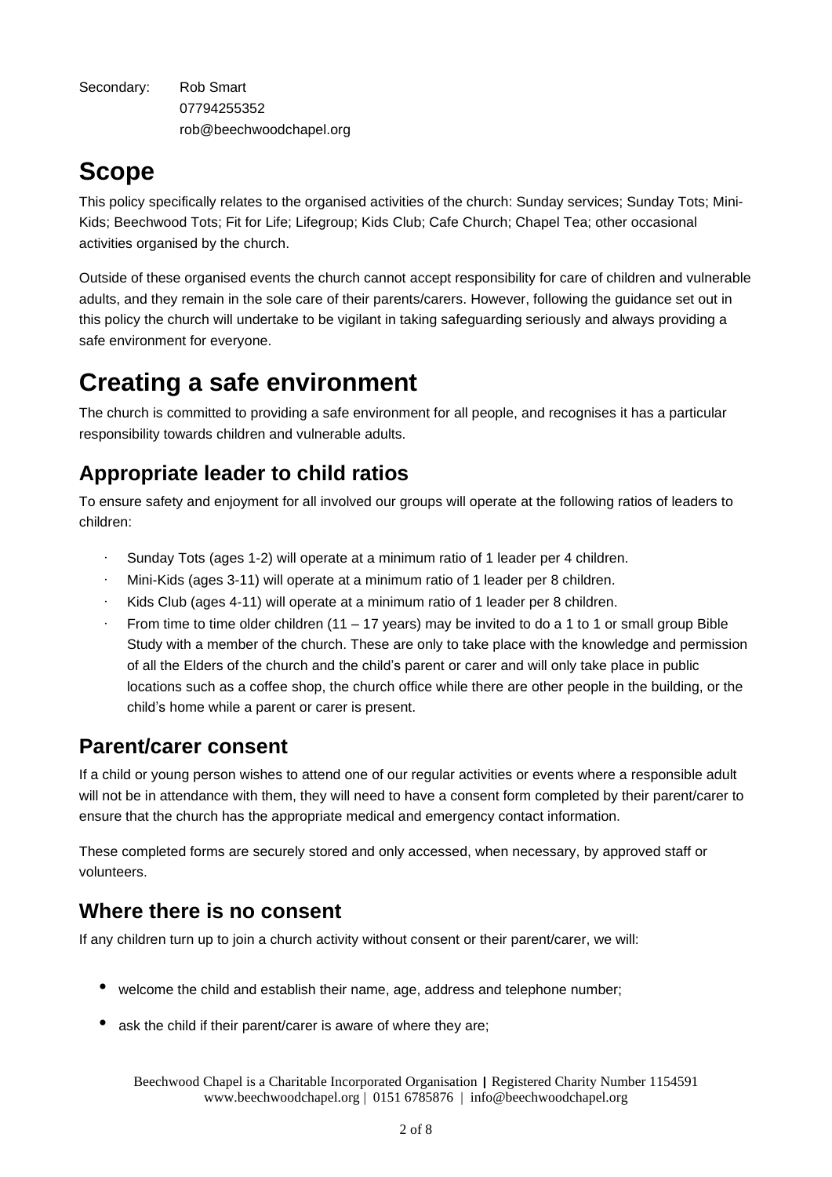Secondary: Rob Smart
07794255352
rob@beechwoodchapel.org

# Scope

This policy specifically relates to the organised activities of the church: Sunday services; Sunday Tots; Mini-Kids; Beechwood Tots; Fit for Life; Lifegroup; Kids Club; Cafe Church; Chapel Tea; other occasional activities organised by the church.

Outside of these organised events the church cannot accept responsibility for care of children and vulnerable adults, and they remain in the sole care of their parents/carers. However, following the guidance set out in this policy the church will undertake to be vigilant in taking safeguarding seriously and always providing a safe environment for everyone.

# Creating a safe environment

The church is committed to providing a safe environment for all people, and recognises it has a particular responsibility towards children and vulnerable adults.

## Appropriate leader to child ratios

To ensure safety and enjoyment for all involved our groups will operate at the following ratios of leaders to children:

- Sunday Tots (ages 1-2) will operate at a minimum ratio of 1 leader per 4 children.
- Mini-Kids (ages 3-11) will operate at a minimum ratio of 1 leader per 8 children.
- Kids Club (ages 4-11) will operate at a minimum ratio of 1 leader per 8 children.
- From time to time older children (11 – 17 years) may be invited to do a 1 to 1 or small group Bible Study with a member of the church. These are only to take place with the knowledge and permission of all the Elders of the church and the child's parent or carer and will only take place in public locations such as a coffee shop, the church office while there are other people in the building, or the child's home while a parent or carer is present.

## Parent/carer consent

If a child or young person wishes to attend one of our regular activities or events where a responsible adult will not be in attendance with them, they will need to have a consent form completed by their parent/carer to ensure that the church has the appropriate medical and emergency contact information.

These completed forms are securely stored and only accessed, when necessary, by approved staff or volunteers.

## Where there is no consent

If any children turn up to join a church activity without consent or their parent/carer, we will:

- welcome the child and establish their name, age, address and telephone number;
- ask the child if their parent/carer is aware of where they are;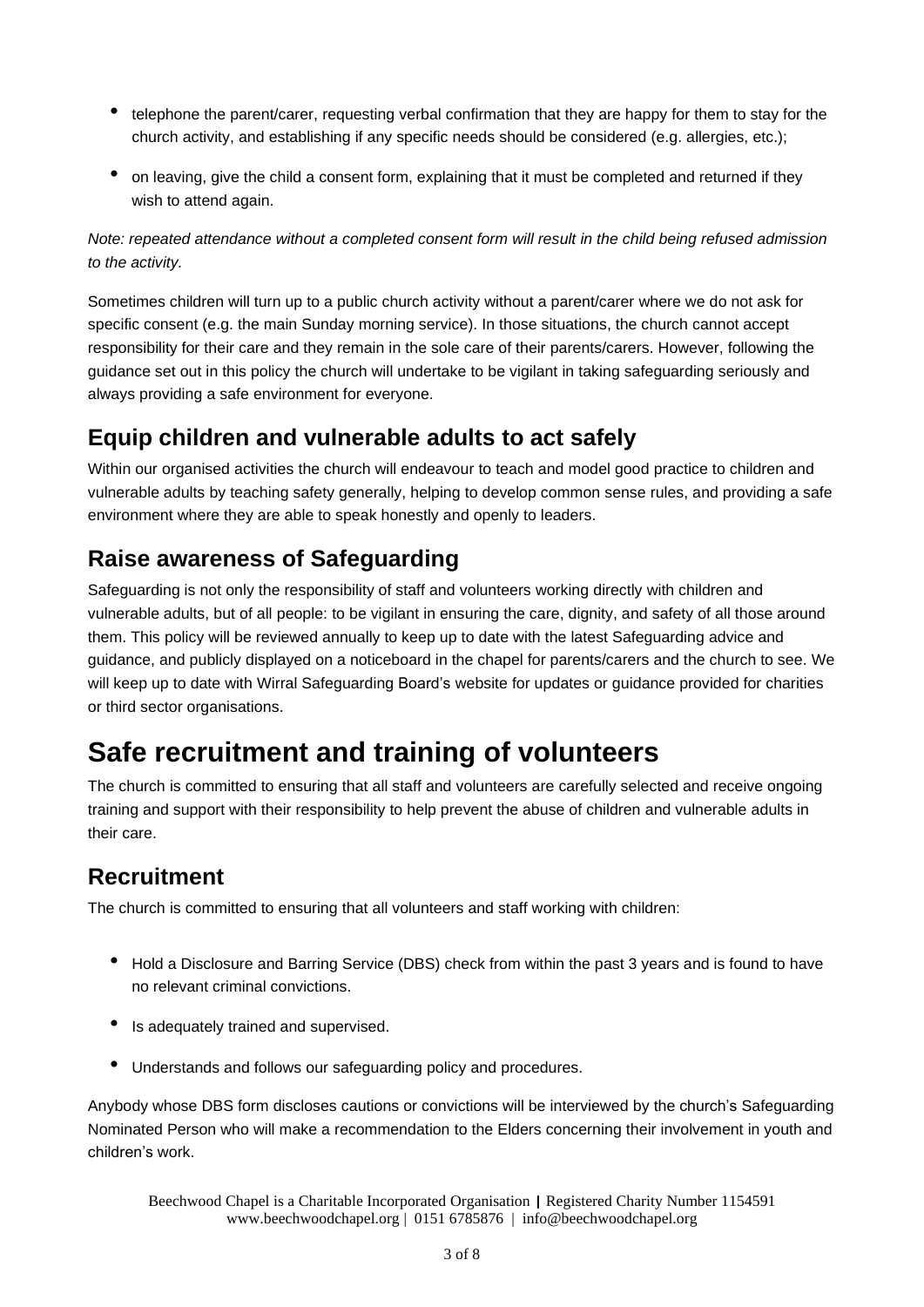- telephone the parent/carer, requesting verbal confirmation that they are happy for them to stay for the church activity, and establishing if any specific needs should be considered (e.g. allergies, etc.);
- on leaving, give the child a consent form, explaining that it must be completed and returned if they wish to attend again.

*Note: repeated attendance without a completed consent form will result in the child being refused admission to the activity.*

Sometimes children will turn up to a public church activity without a parent/carer where we do not ask for specific consent (e.g. the main Sunday morning service). In those situations, the church cannot accept responsibility for their care and they remain in the sole care of their parents/carers. However, following the guidance set out in this policy the church will undertake to be vigilant in taking safeguarding seriously and always providing a safe environment for everyone.

## Equip children and vulnerable adults to act safely

Within our organised activities the church will endeavour to teach and model good practice to children and vulnerable adults by teaching safety generally, helping to develop common sense rules, and providing a safe environment where they are able to speak honestly and openly to leaders.

## Raise awareness of Safeguarding

Safeguarding is not only the responsibility of staff and volunteers working directly with children and vulnerable adults, but of all people: to be vigilant in ensuring the care, dignity, and safety of all those around them. This policy will be reviewed annually to keep up to date with the latest Safeguarding advice and guidance, and publicly displayed on a noticeboard in the chapel for parents/carers and the church to see. We will keep up to date with Wirral Safeguarding Board's website for updates or guidance provided for charities or third sector organisations.

# Safe recruitment and training of volunteers

The church is committed to ensuring that all staff and volunteers are carefully selected and receive ongoing training and support with their responsibility to help prevent the abuse of children and vulnerable adults in their care.

## Recruitment

The church is committed to ensuring that all volunteers and staff working with children:

- Hold a Disclosure and Barring Service (DBS) check from within the past 3 years and is found to have no relevant criminal convictions.
- Is adequately trained and supervised.
- Understands and follows our safeguarding policy and procedures.

Anybody whose DBS form discloses cautions or convictions will be interviewed by the church's Safeguarding Nominated Person who will make a recommendation to the Elders concerning their involvement in youth and children's work.

Beechwood Chapel is a Charitable Incorporated Organisation | Registered Charity Number 1154591
www.beechwoodchapel.org | 0151 6785876 | info@beechwoodchapel.org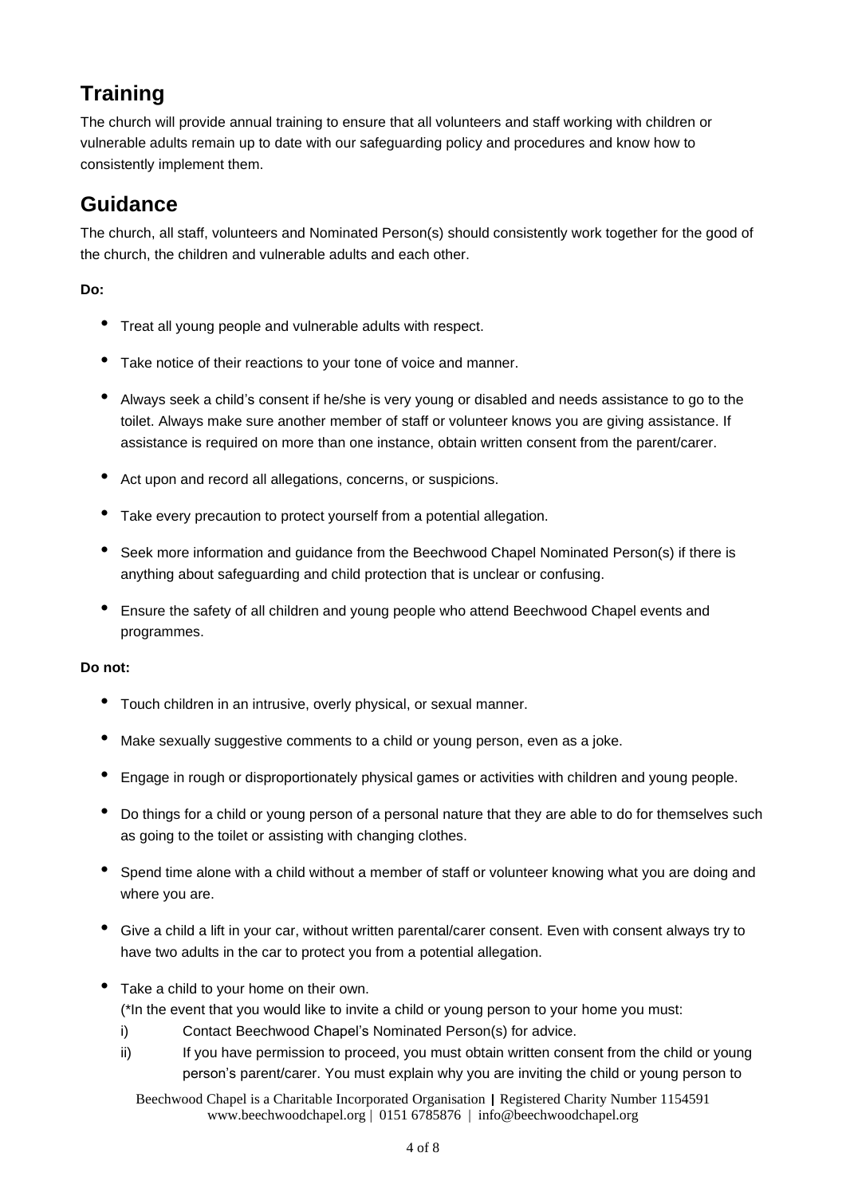## Training

The church will provide annual training to ensure that all volunteers and staff working with children or vulnerable adults remain up to date with our safeguarding policy and procedures and know how to consistently implement them.

## Guidance

The church, all staff, volunteers and Nominated Person(s) should consistently work together for the good of the church, the children and vulnerable adults and each other.

**Do:**

- Treat all young people and vulnerable adults with respect.
- Take notice of their reactions to your tone of voice and manner.
- Always seek a child's consent if he/she is very young or disabled and needs assistance to go to the toilet. Always make sure another member of staff or volunteer knows you are giving assistance. If assistance is required on more than one instance, obtain written consent from the parent/carer.
- Act upon and record all allegations, concerns, or suspicions.
- Take every precaution to protect yourself from a potential allegation.
- Seek more information and guidance from the Beechwood Chapel Nominated Person(s) if there is anything about safeguarding and child protection that is unclear or confusing.
- Ensure the safety of all children and young people who attend Beechwood Chapel events and programmes.

**Do not:**

- Touch children in an intrusive, overly physical, or sexual manner.
- Make sexually suggestive comments to a child or young person, even as a joke.
- Engage in rough or disproportionately physical games or activities with children and young people.
- Do things for a child or young person of a personal nature that they are able to do for themselves such as going to the toilet or assisting with changing clothes.
- Spend time alone with a child without a member of staff or volunteer knowing what you are doing and where you are.
- Give a child a lift in your car, without written parental/carer consent. Even with consent always try to have two adults in the car to protect you from a potential allegation.
- Take a child to your home on their own.
  (*In the event that you would like to invite a child or young person to your home you must:
  i) Contact Beechwood Chapel's Nominated Person(s) for advice.
  ii) If you have permission to proceed, you must obtain written consent from the child or young person's parent/carer. You must explain why you are inviting the child or young person to

Beechwood Chapel is a Charitable Incorporated Organisation | Registered Charity Number 1154591
www.beechwoodchapel.org | 0151 6785876 | info@beechwoodchapel.org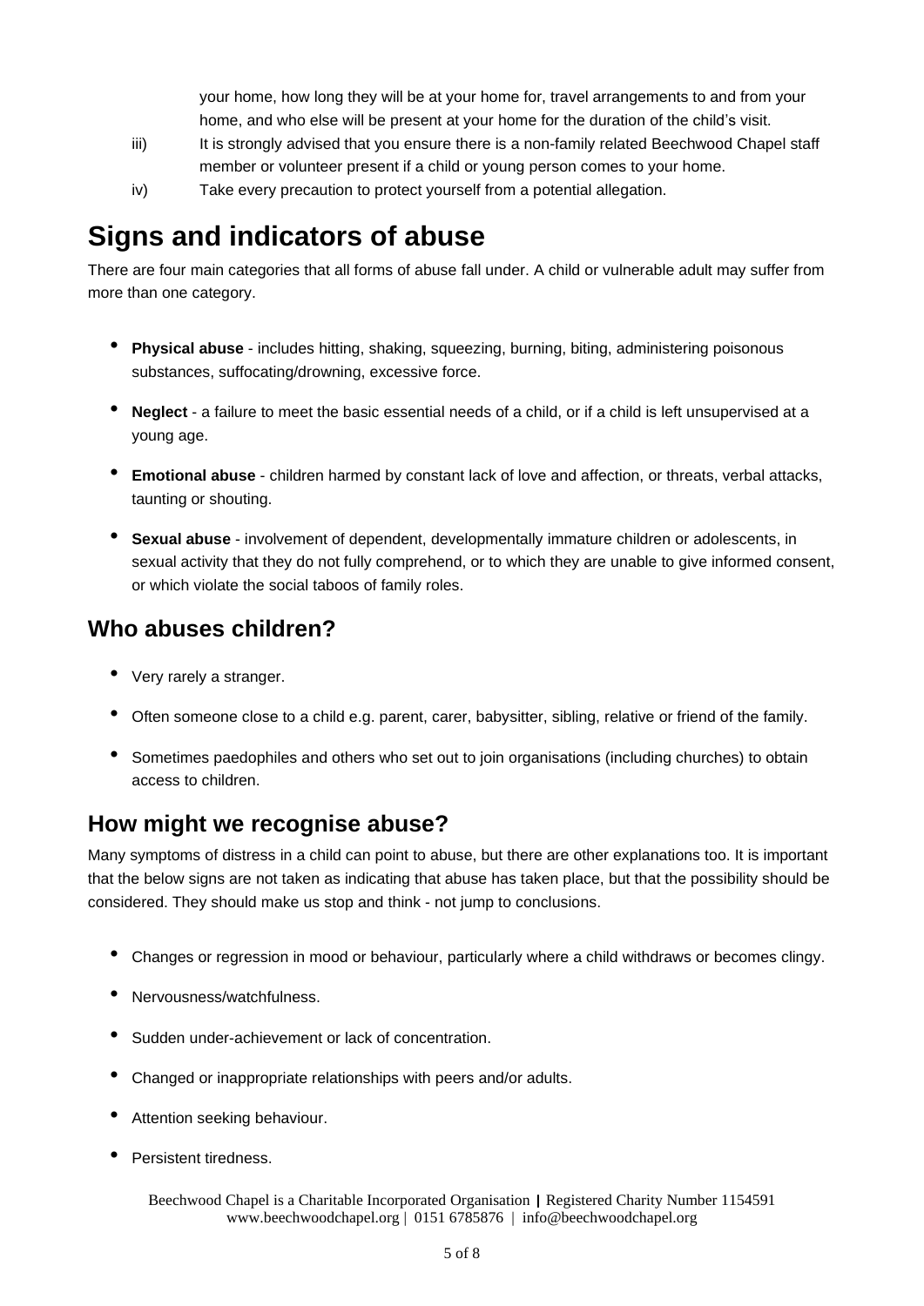your home, how long they will be at your home for, travel arrangements to and from your home, and who else will be present at your home for the duration of the child's visit.

iii) It is strongly advised that you ensure there is a non-family related Beechwood Chapel staff member or volunteer present if a child or young person comes to your home.

iv) Take every precaution to protect yourself from a potential allegation.

# Signs and indicators of abuse

There are four main categories that all forms of abuse fall under. A child or vulnerable adult may suffer from more than one category.

- **Physical abuse** - includes hitting, shaking, squeezing, burning, biting, administering poisonous substances, suffocating/drowning, excessive force.
- **Neglect** - a failure to meet the basic essential needs of a child, or if a child is left unsupervised at a young age.
- **Emotional abuse** - children harmed by constant lack of love and affection, or threats, verbal attacks, taunting or shouting.
- **Sexual abuse** - involvement of dependent, developmentally immature children or adolescents, in sexual activity that they do not fully comprehend, or to which they are unable to give informed consent, or which violate the social taboos of family roles.

## Who abuses children?

- Very rarely a stranger.
- Often someone close to a child e.g. parent, carer, babysitter, sibling, relative or friend of the family.
- Sometimes paedophiles and others who set out to join organisations (including churches) to obtain access to children.

## How might we recognise abuse?

Many symptoms of distress in a child can point to abuse, but there are other explanations too. It is important that the below signs are not taken as indicating that abuse has taken place, but that the possibility should be considered. They should make us stop and think - not jump to conclusions.

- Changes or regression in mood or behaviour, particularly where a child withdraws or becomes clingy.
- Nervousness/watchfulness.
- Sudden under-achievement or lack of concentration.
- Changed or inappropriate relationships with peers and/or adults.
- Attention seeking behaviour.
- Persistent tiredness.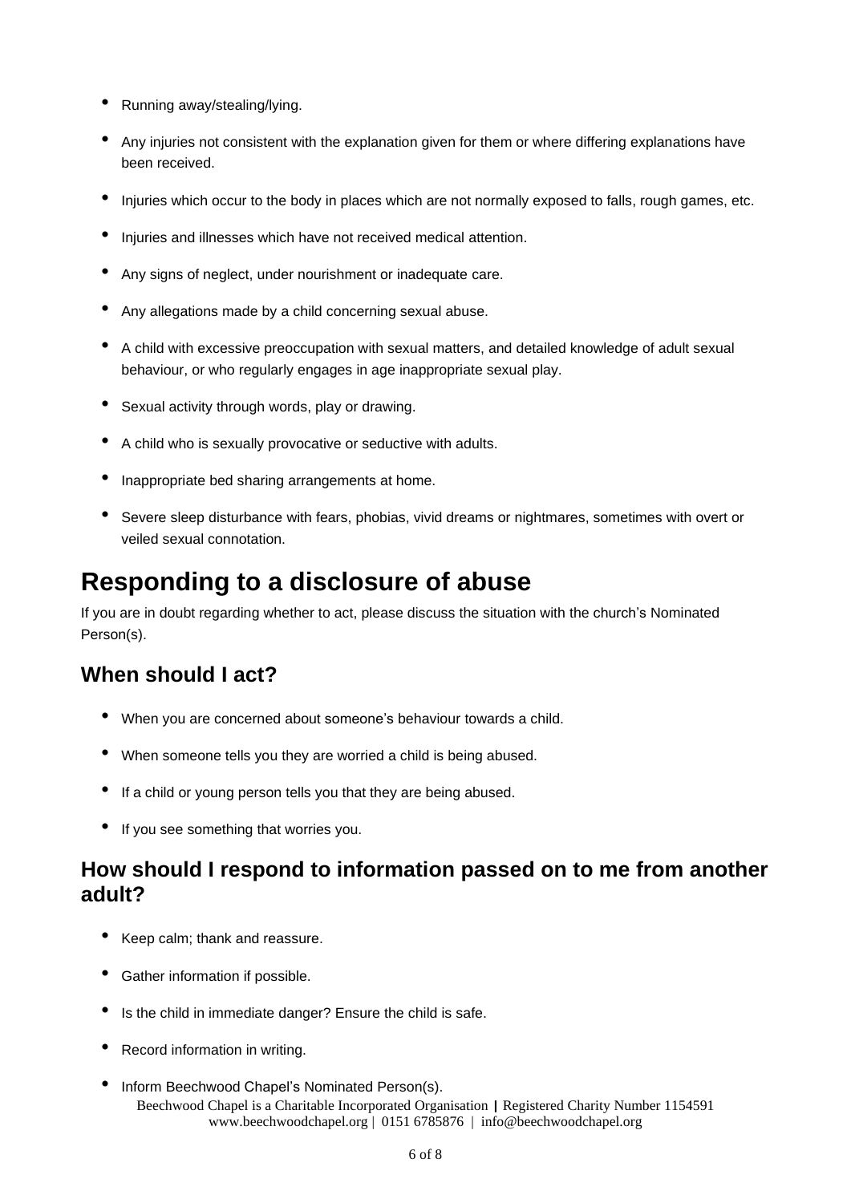- Running away/stealing/lying.
- Any injuries not consistent with the explanation given for them or where differing explanations have been received.
- Injuries which occur to the body in places which are not normally exposed to falls, rough games, etc.
- Injuries and illnesses which have not received medical attention.
- Any signs of neglect, under nourishment or inadequate care.
- Any allegations made by a child concerning sexual abuse.
- A child with excessive preoccupation with sexual matters, and detailed knowledge of adult sexual behaviour, or who regularly engages in age inappropriate sexual play.
- Sexual activity through words, play or drawing.
- A child who is sexually provocative or seductive with adults.
- Inappropriate bed sharing arrangements at home.
- Severe sleep disturbance with fears, phobias, vivid dreams or nightmares, sometimes with overt or veiled sexual connotation.

# Responding to a disclosure of abuse

If you are in doubt regarding whether to act, please discuss the situation with the church's Nominated Person(s).

## When should I act?

- When you are concerned about someone's behaviour towards a child.
- When someone tells you they are worried a child is being abused.
- If a child or young person tells you that they are being abused.
- If you see something that worries you.

## How should I respond to information passed on to me from another adult?

- Keep calm; thank and reassure.
- Gather information if possible.
- Is the child in immediate danger? Ensure the child is safe.
- Record information in writing.
- Inform Beechwood Chapel's Nominated Person(s).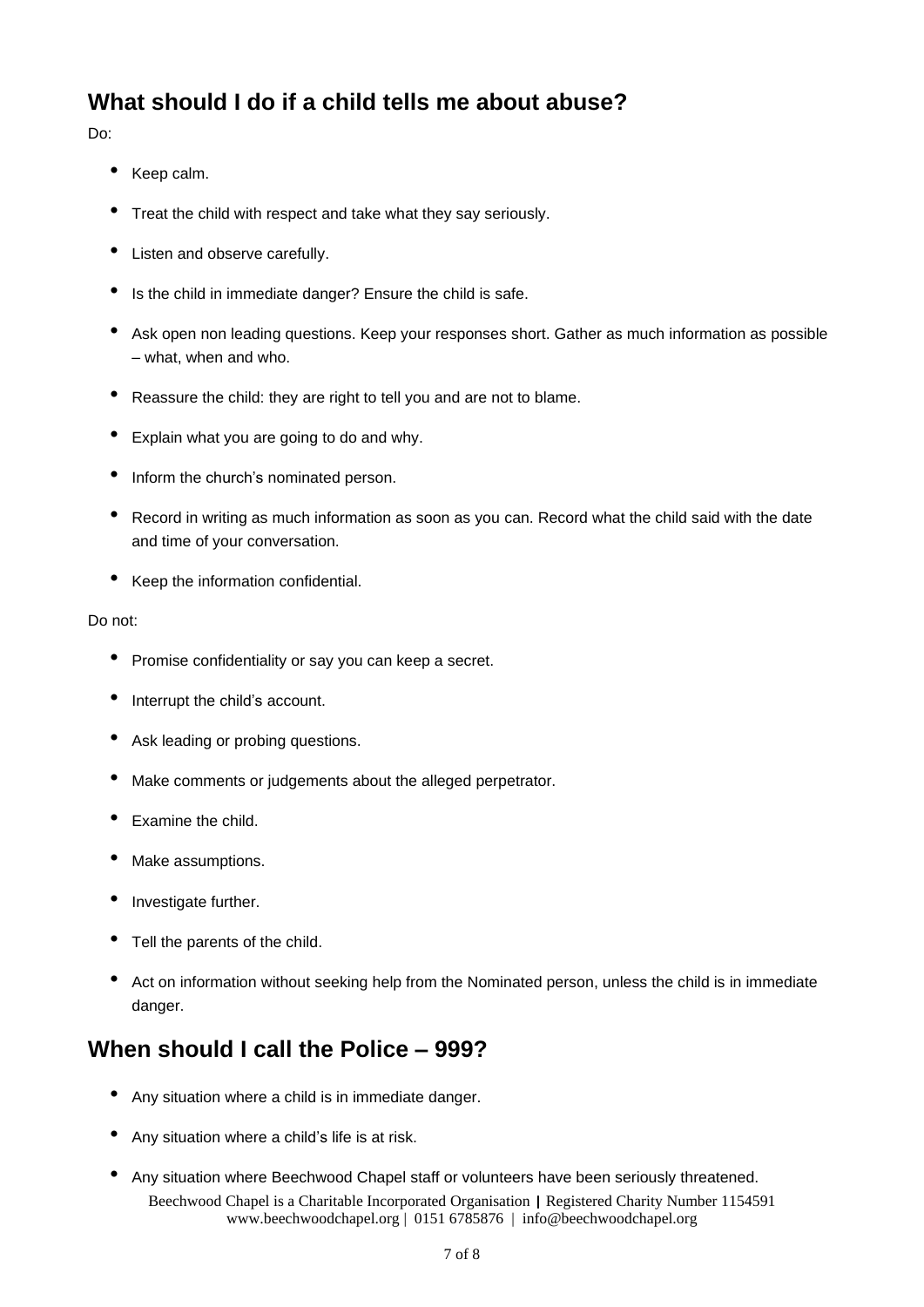## What should I do if a child tells me about abuse?

Do:

- Keep calm.
- Treat the child with respect and take what they say seriously.
- Listen and observe carefully.
- Is the child in immediate danger? Ensure the child is safe.
- Ask open non leading questions. Keep your responses short. Gather as much information as possible – what, when and who.
- Reassure the child: they are right to tell you and are not to blame.
- Explain what you are going to do and why.
- Inform the church's nominated person.
- Record in writing as much information as soon as you can. Record what the child said with the date and time of your conversation.
- Keep the information confidential.

Do not:

- Promise confidentiality or say you can keep a secret.
- Interrupt the child's account.
- Ask leading or probing questions.
- Make comments or judgements about the alleged perpetrator.
- Examine the child.
- Make assumptions.
- Investigate further.
- Tell the parents of the child.
- Act on information without seeking help from the Nominated person, unless the child is in immediate danger.

## When should I call the Police – 999?

- Any situation where a child is in immediate danger.
- Any situation where a child's life is at risk.
- Any situation where Beechwood Chapel staff or volunteers have been seriously threatened.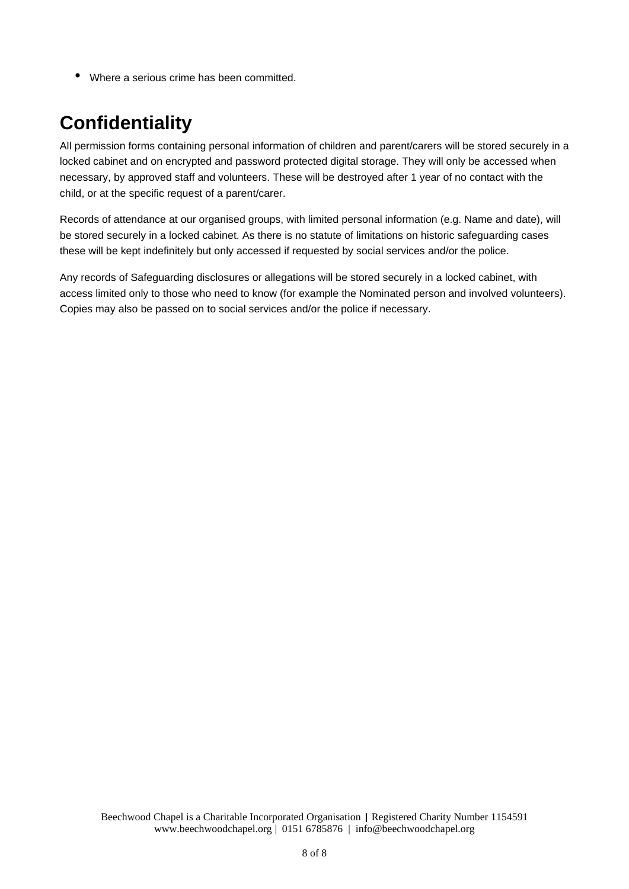- Where a serious crime has been committed.

## Confidentiality

All permission forms containing personal information of children and parent/carers will be stored securely in a locked cabinet and on encrypted and password protected digital storage. They will only be accessed when necessary, by approved staff and volunteers. These will be destroyed after 1 year of no contact with the child, or at the specific request of a parent/carer.

Records of attendance at our organised groups, with limited personal information (e.g. Name and date), will be stored securely in a locked cabinet. As there is no statute of limitations on historic safeguarding cases these will be kept indefinitely but only accessed if requested by social services and/or the police.

Any records of Safeguarding disclosures or allegations will be stored securely in a locked cabinet, with access limited only to those who need to know (for example the Nominated person and involved volunteers). Copies may also be passed on to social services and/or the police if necessary.